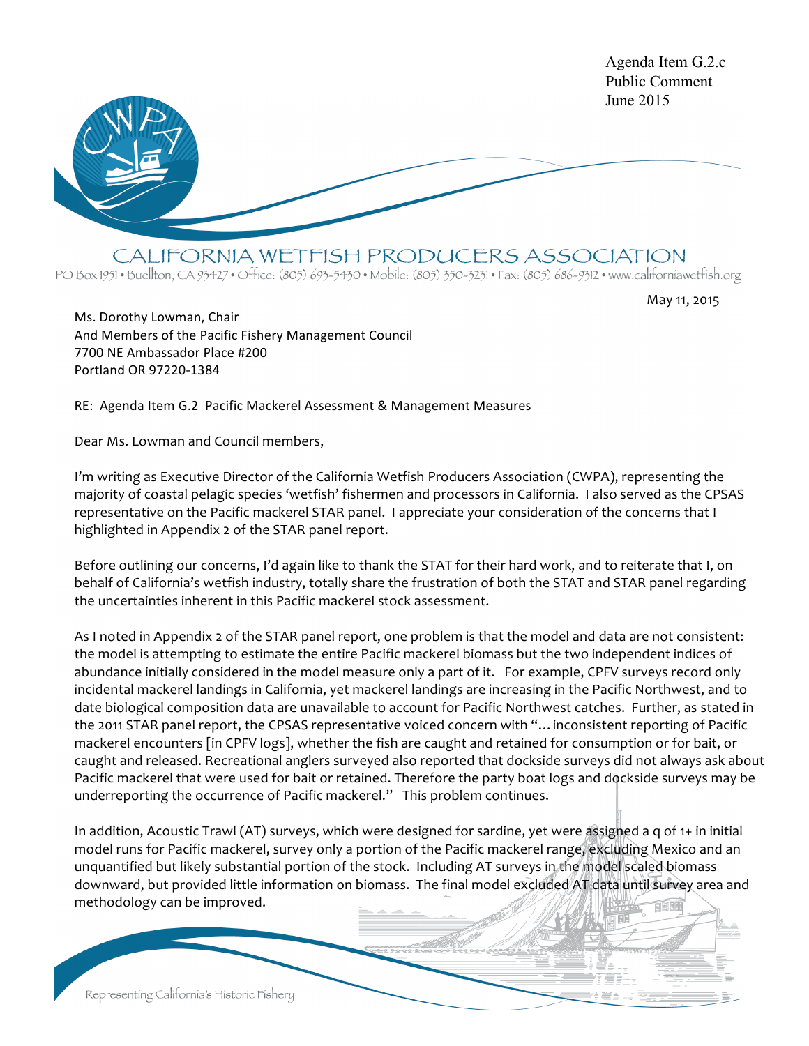Agenda Item G.2.c
Public Comment
June 2015

CALIFORNIA WETFISH PRODUCERS ASSOCIATION

PO Box 1951 • Buellton, CA 93427 • Office: (805) 693-5430 • Mobile: (805) 350-3231 • Fax: (805) 686-9312 • www.californiawetfish.org

May 11, 2015

Ms. Dorothy Lowman, Chair
And Members of the Pacific Fishery Management Council
7700 NE Ambassador Place #200
Portland OR 97220-1384

RE: Agenda Item G.2 Pacific Mackerel Assessment & Management Measures

Dear Ms. Lowman and Council members,

I'm writing as Executive Director of the California Wetfish Producers Association (CWPA), representing the majority of coastal pelagic species 'wetfish' fishermen and processors in California. I also served as the CPSAS representative on the Pacific mackerel STAR panel. I appreciate your consideration of the concerns that I highlighted in Appendix 2 of the STAR panel report.

Before outlining our concerns, I'd again like to thank the STAT for their hard work, and to reiterate that I, on behalf of California's wetfish industry, totally share the frustration of both the STAT and STAR panel regarding the uncertainties inherent in this Pacific mackerel stock assessment.

As I noted in Appendix 2 of the STAR panel report, one problem is that the model and data are not consistent: the model is attempting to estimate the entire Pacific mackerel biomass but the two independent indices of abundance initially considered in the model measure only a part of it. For example, CPFV surveys record only incidental mackerel landings in California, yet mackerel landings are increasing in the Pacific Northwest, and to date biological composition data are unavailable to account for Pacific Northwest catches. Further, as stated in the 2011 STAR panel report, the CPSAS representative voiced concern with "…inconsistent reporting of Pacific mackerel encounters [in CPFV logs], whether the fish are caught and retained for consumption or for bait, or caught and released. Recreational anglers surveyed also reported that dockside surveys did not always ask about Pacific mackerel that were used for bait or retained. Therefore the party boat logs and dockside surveys may be underreporting the occurrence of Pacific mackerel." This problem continues.

In addition, Acoustic Trawl (AT) surveys, which were designed for sardine, yet were assigned a q of 1+ in initial model runs for Pacific mackerel, survey only a portion of the Pacific mackerel range, excluding Mexico and an unquantified but likely substantial portion of the stock. Including AT surveys in the model scaled biomass downward, but provided little information on biomass. The final model excluded AT data until survey area and methodology can be improved.

Representing California's Historic Fishery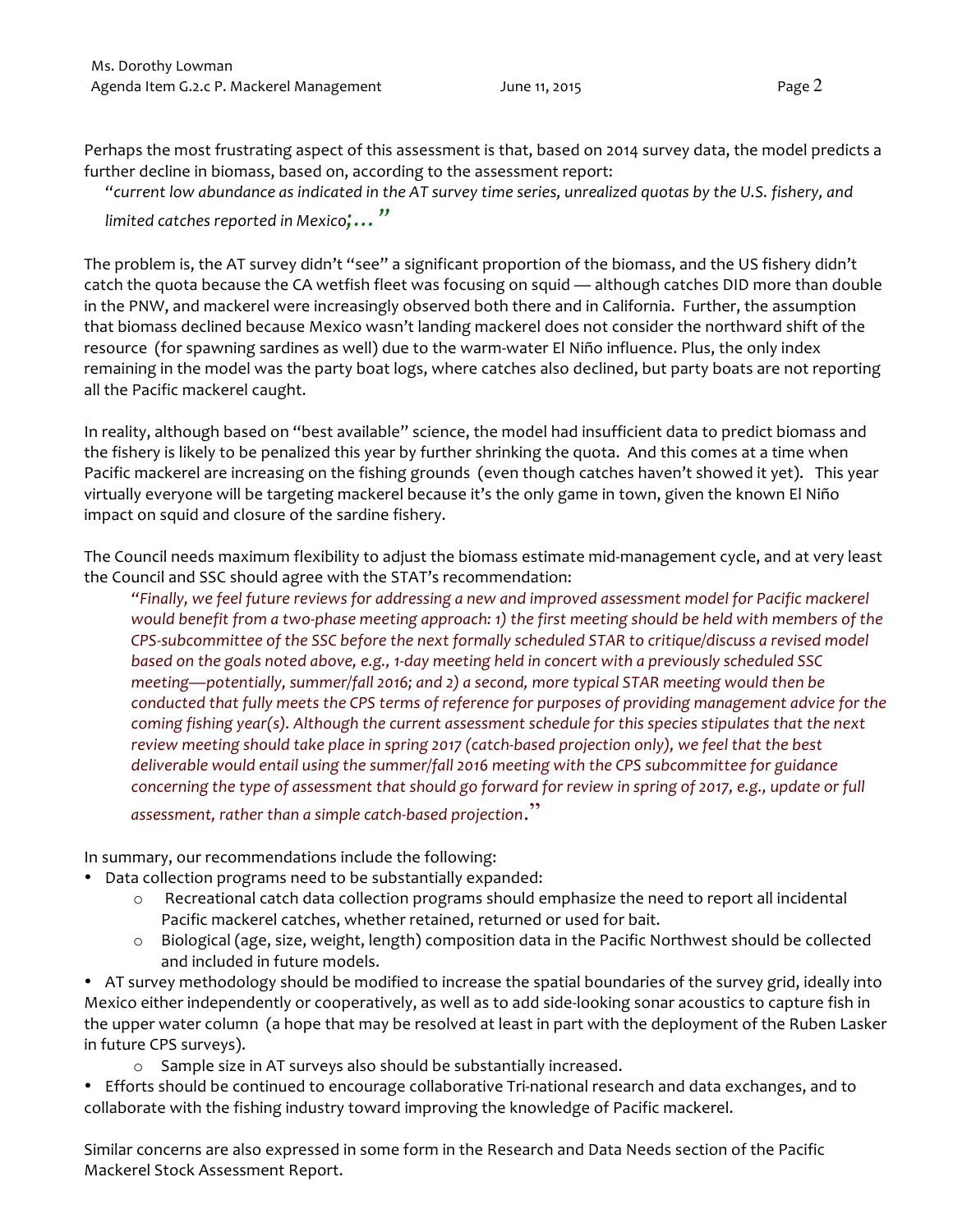Perhaps the most frustrating aspect of this assessment is that, based on 2014 survey data, the model predicts a further decline in biomass, based on, according to the assessment report:

> *"current low abundance as indicated in the AT survey time series, unrealized quotas by the U.S. fishery, and limited catches reported in Mexico;…"*

The problem is, the AT survey didn't "see" a significant proportion of the biomass, and the US fishery didn't catch the quota because the CA wetfish fleet was focusing on squid — although catches DID more than double in the PNW, and mackerel were increasingly observed both there and in California. Further, the assumption that biomass declined because Mexico wasn't landing mackerel does not consider the northward shift of the resource (for spawning sardines as well) due to the warm-water El Niño influence. Plus, the only index remaining in the model was the party boat logs, where catches also declined, but party boats are not reporting all the Pacific mackerel caught.

In reality, although based on "best available" science, the model had insufficient data to predict biomass and the fishery is likely to be penalized this year by further shrinking the quota. And this comes at a time when Pacific mackerel are increasing on the fishing grounds (even though catches haven't showed it yet). This year virtually everyone will be targeting mackerel because it's the only game in town, given the known El Niño impact on squid and closure of the sardine fishery.

The Council needs maximum flexibility to adjust the biomass estimate mid-management cycle, and at very least the Council and SSC should agree with the STAT's recommendation:

> *"Finally, we feel future reviews for addressing a new and improved assessment model for Pacific mackerel would benefit from a two-phase meeting approach: 1) the first meeting should be held with members of the CPS-subcommittee of the SSC before the next formally scheduled STAR to critique/discuss a revised model based on the goals noted above, e.g., 1-day meeting held in concert with a previously scheduled SSC meeting—potentially, summer/fall 2016; and 2) a second, more typical STAR meeting would then be conducted that fully meets the CPS terms of reference for purposes of providing management advice for the coming fishing year(s). Although the current assessment schedule for this species stipulates that the next review meeting should take place in spring 2017 (catch-based projection only), we feel that the best deliverable would entail using the summer/fall 2016 meeting with the CPS subcommittee for guidance concerning the type of assessment that should go forward for review in spring of 2017, e.g., update or full assessment, rather than a simple catch-based projection."*

In summary, our recommendations include the following:

- Data collection programs need to be substantially expanded:
  - Recreational catch data collection programs should emphasize the need to report all incidental Pacific mackerel catches, whether retained, returned or used for bait.
  - Biological (age, size, weight, length) composition data in the Pacific Northwest should be collected and included in future models.
- AT survey methodology should be modified to increase the spatial boundaries of the survey grid, ideally into Mexico either independently or cooperatively, as well as to add side-looking sonar acoustics to capture fish in the upper water column (a hope that may be resolved at least in part with the deployment of the Ruben Lasker in future CPS surveys).
  - Sample size in AT surveys also should be substantially increased.
- Efforts should be continued to encourage collaborative Tri-national research and data exchanges, and to collaborate with the fishing industry toward improving the knowledge of Pacific mackerel.

Similar concerns are also expressed in some form in the Research and Data Needs section of the Pacific Mackerel Stock Assessment Report.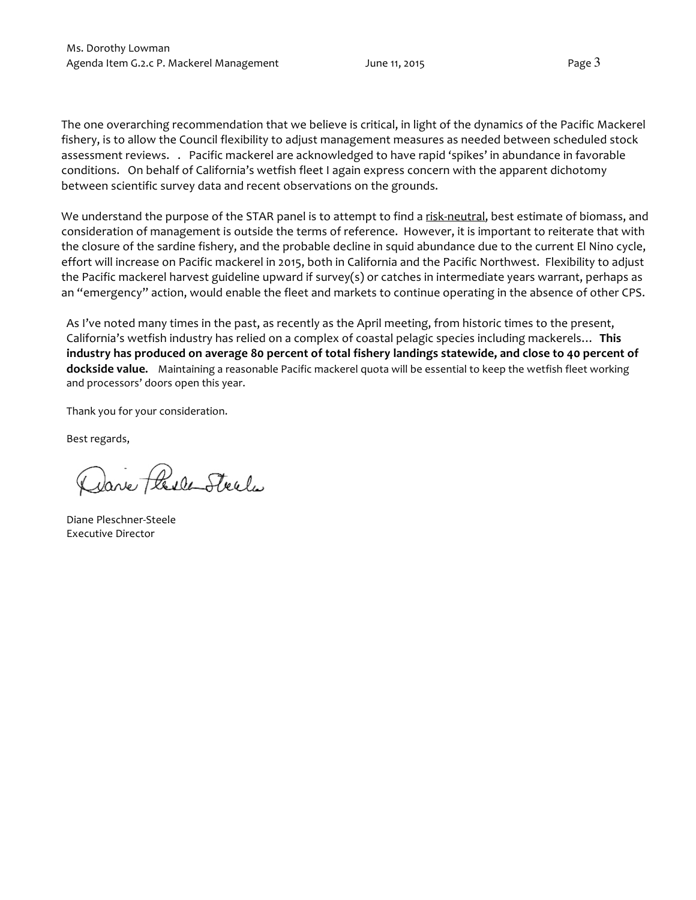The one overarching recommendation that we believe is critical, in light of the dynamics of the Pacific Mackerel fishery, is to allow the Council flexibility to adjust management measures as needed between scheduled stock assessment reviews. . Pacific mackerel are acknowledged to have rapid 'spikes' in abundance in favorable conditions. On behalf of California's wetfish fleet I again express concern with the apparent dichotomy between scientific survey data and recent observations on the grounds.

We understand the purpose of the STAR panel is to attempt to find a risk-neutral, best estimate of biomass, and consideration of management is outside the terms of reference. However, it is important to reiterate that with the closure of the sardine fishery, and the probable decline in squid abundance due to the current El Nino cycle, effort will increase on Pacific mackerel in 2015, both in California and the Pacific Northwest. Flexibility to adjust the Pacific mackerel harvest guideline upward if survey(s) or catches in intermediate years warrant, perhaps as an "emergency" action, would enable the fleet and markets to continue operating in the absence of other CPS.

As I've noted many times in the past, as recently as the April meeting, from historic times to the present, California's wetfish industry has relied on a complex of coastal pelagic species including mackerels… **This industry has produced on average 80 percent of total fishery landings statewide, and close to 40 percent of dockside value.** Maintaining a reasonable Pacific mackerel quota will be essential to keep the wetfish fleet working and processors' doors open this year.

Thank you for your consideration.

Best regards,

Diane Pleschner-Steele

Diane Pleschner-Steele
Executive Director